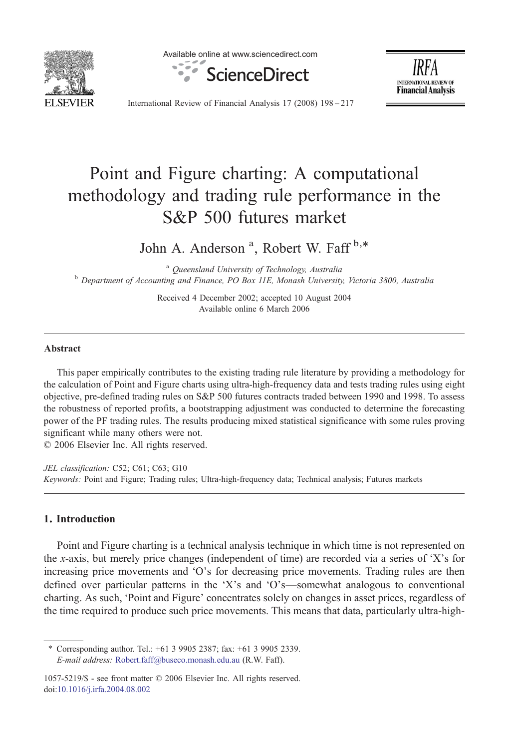# Point and Figure charting: A computational methodology and trading rule performance in the S&P 500 futures market

John A. Anderson [a], Robert W. Faff [b,*]

[a] *Queensland University of Technology, Australia*

[b] *Department of Accounting and Finance, PO Box 11E, Monash University, Victoria 3800, Australia*

Received 4 December 2002; accepted 10 August 2004

Available online 6 March 2006

---

## Abstract

This paper empirically contributes to the existing trading rule literature by providing a methodology for the calculation of Point and Figure charts using ultra-high-frequency data and tests trading rules using eight objective, pre-defined trading rules on S&P 500 futures contracts traded between 1990 and 1998. To assess the robustness of reported profits, a bootstrapping adjustment was conducted to determine the forecasting power of the PF trading rules. The results producing mixed statistical significance with some rules proving significant while many others were not.

© 2006 Elsevier Inc. All rights reserved.

*JEL classification:* C52; C61; C63; G10

*Keywords:* Point and Figure; Trading rules; Ultra-high-frequency data; Technical analysis; Futures markets

---

## 1. Introduction

Point and Figure charting is a technical analysis technique in which time is not represented on the *x*-axis, but merely price changes (independent of time) are recorded via a series of 'X's for increasing price movements and 'O's for decreasing price movements. Trading rules are then defined over particular patterns in the 'X's and 'O's—somewhat analogous to conventional charting. As such, 'Point and Figure' concentrates solely on changes in asset prices, regardless of the time required to produce such price movements. This means that data, particularly ultra-high-

---

\* Corresponding author. Tel.: +61 3 9905 2387; fax: +61 3 9905 2339.
*E-mail address:* Robert.faff@buseco.monash.edu.au (R.W. Faff).

1057-5219/$ - see front matter © 2006 Elsevier Inc. All rights reserved.
doi:10.1016/j.irfa.2004.08.002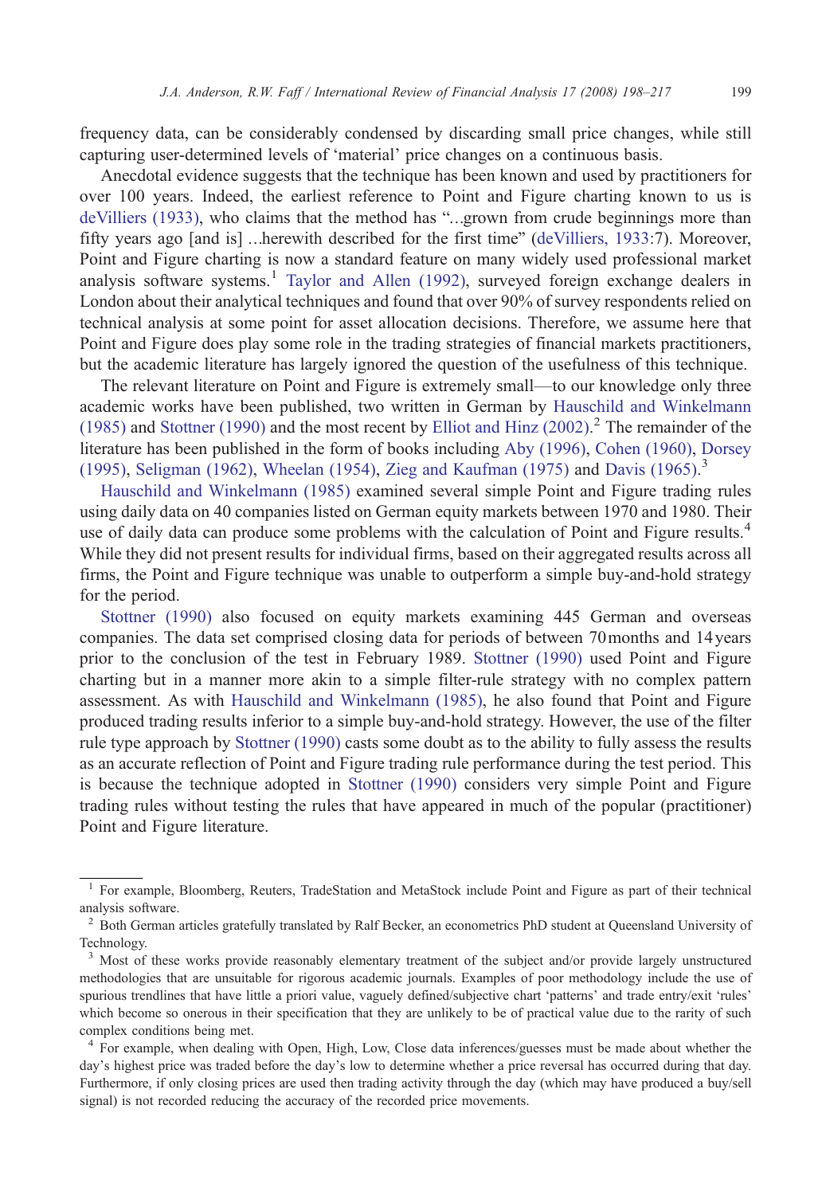frequency data, can be considerably condensed by discarding small price changes, while still capturing user-determined levels of 'material' price changes on a continuous basis.

Anecdotal evidence suggests that the technique has been known and used by practitioners for over 100 years. Indeed, the earliest reference to Point and Figure charting known to us is deVilliers (1933), who claims that the method has "...grown from crude beginnings more than fifty years ago [and is] ...herewith described for the first time" (deVilliers, 1933:7). Moreover, Point and Figure charting is now a standard feature on many widely used professional market analysis software systems.[1] Taylor and Allen (1992), surveyed foreign exchange dealers in London about their analytical techniques and found that over 90% of survey respondents relied on technical analysis at some point for asset allocation decisions. Therefore, we assume here that Point and Figure does play some role in the trading strategies of financial markets practitioners, but the academic literature has largely ignored the question of the usefulness of this technique.

The relevant literature on Point and Figure is extremely small—to our knowledge only three academic works have been published, two written in German by Hauschild and Winkelmann (1985) and Stottner (1990) and the most recent by Elliot and Hinz (2002).[2] The remainder of the literature has been published in the form of books including Aby (1996), Cohen (1960), Dorsey (1995), Seligman (1962), Wheelan (1954), Zieg and Kaufman (1975) and Davis (1965).[3]

Hauschild and Winkelmann (1985) examined several simple Point and Figure trading rules using daily data on 40 companies listed on German equity markets between 1970 and 1980. Their use of daily data can produce some problems with the calculation of Point and Figure results.[4] While they did not present results for individual firms, based on their aggregated results across all firms, the Point and Figure technique was unable to outperform a simple buy-and-hold strategy for the period.

Stottner (1990) also focused on equity markets examining 445 German and overseas companies. The data set comprised closing data for periods of between 70 months and 14 years prior to the conclusion of the test in February 1989. Stottner (1990) used Point and Figure charting but in a manner more akin to a simple filter-rule strategy with no complex pattern assessment. As with Hauschild and Winkelmann (1985), he also found that Point and Figure produced trading results inferior to a simple buy-and-hold strategy. However, the use of the filter rule type approach by Stottner (1990) casts some doubt as to the ability to fully assess the results as an accurate reflection of Point and Figure trading rule performance during the test period. This is because the technique adopted in Stottner (1990) considers very simple Point and Figure trading rules without testing the rules that have appeared in much of the popular (practitioner) Point and Figure literature.

---

[1] For example, Bloomberg, Reuters, TradeStation and MetaStock include Point and Figure as part of their technical analysis software.

[2] Both German articles gratefully translated by Ralf Becker, an econometrics PhD student at Queensland University of Technology.

[3] Most of these works provide reasonably elementary treatment of the subject and/or provide largely unstructured methodologies that are unsuitable for rigorous academic journals. Examples of poor methodology include the use of spurious trendlines that have little a priori value, vaguely defined/subjective chart 'patterns' and trade entry/exit 'rules' which become so onerous in their specification that they are unlikely to be of practical value due to the rarity of such complex conditions being met.

[4] For example, when dealing with Open, High, Low, Close data inferences/guesses must be made about whether the day's highest price was traded before the day's low to determine whether a price reversal has occurred during that day. Furthermore, if only closing prices are used then trading activity through the day (which may have produced a buy/sell signal) is not recorded reducing the accuracy of the recorded price movements.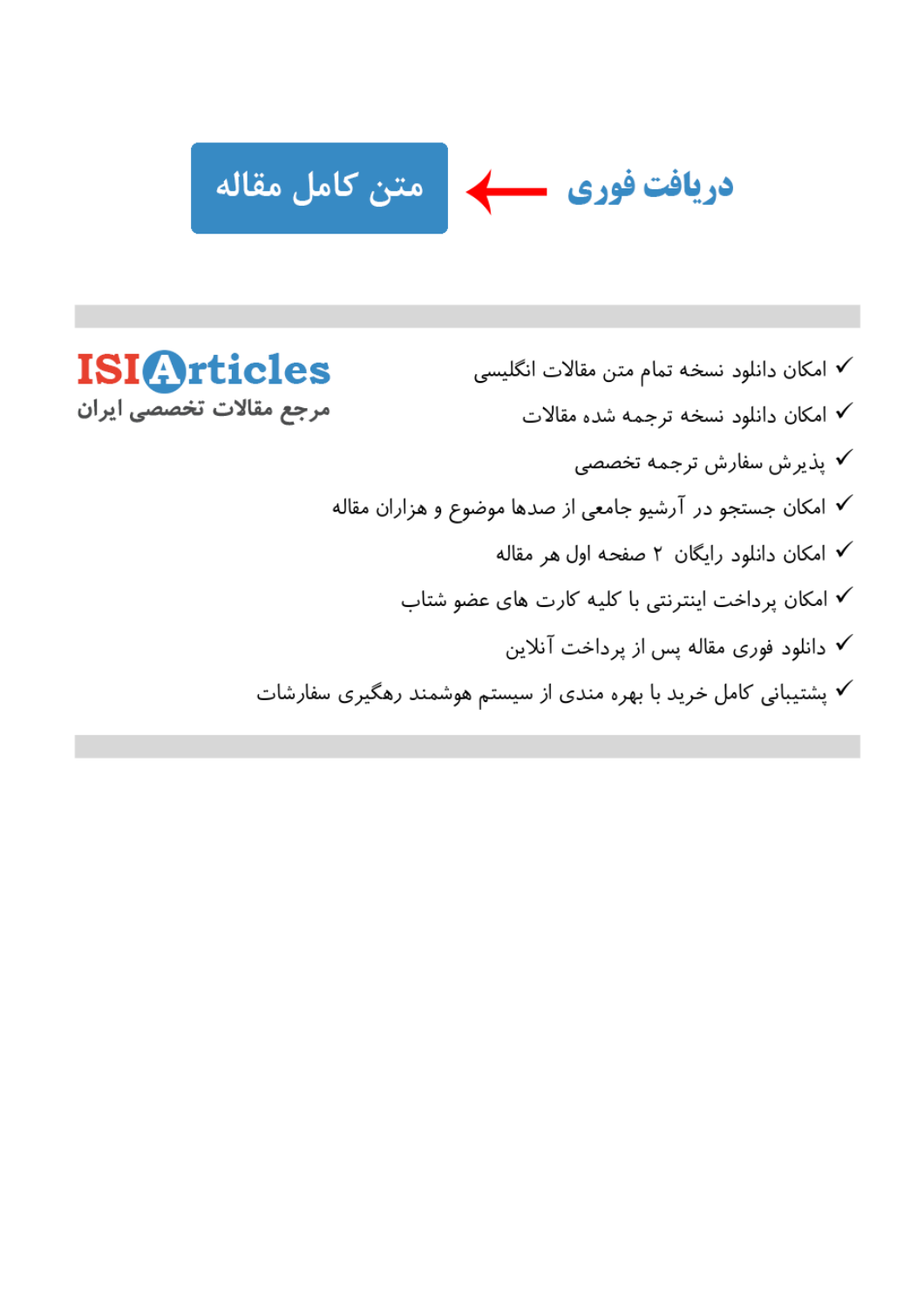دریافت فوری ← **متن کامل مقاله**

**ISIArticles**
مرجع مقالات تخصصی ایران

- ✓ امکان دانلود نسخه تمام متن مقالات انگلیسی
- ✓ امکان دانلود نسخه ترجمه شده مقالات
- ✓ پذیرش سفارش ترجمه تخصصی
- ✓ امکان جستجو در آرشیو جامعی از صدها موضوع و هزاران مقاله
- ✓ امکان دانلود رایگان ۲ صفحه اول هر مقاله
- ✓ امکان پرداخت اینترنتی با کلیه کارت های عضو شتاب
- ✓ دانلود فوری مقاله پس از پرداخت آنلاین
- ✓ پشتیبانی کامل خرید با بهره مندی از سیستم هوشمند رهگیری سفارشات